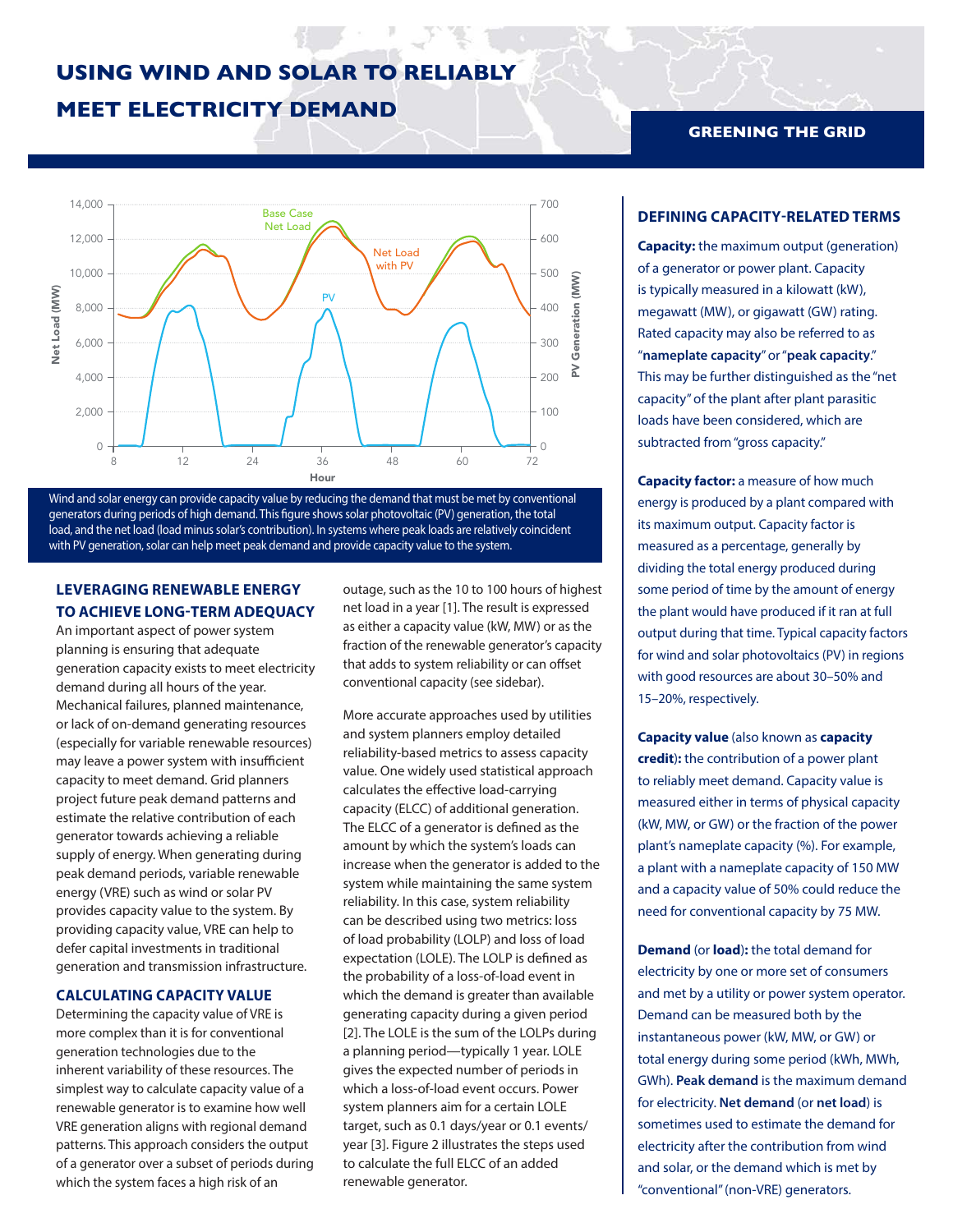# USING WIND AND SOLAR TO RELIABLY MEET ELECTRICITY DEMAND

GREENING THE GRID

Wind and solar energy can provide capacity value by reducing the demand that must be met by conventional generators during periods of high demand. This figure shows solar photovoltaic (PV) generation, the total load, and the net load (load minus solar's contribution). In systems where peak loads are relatively coincident with PV generation, solar can help meet peak demand and provide capacity value to the system.

## LEVERAGING RENEWABLE ENERGY TO ACHIEVE LONG-TERM ADEQUACY

An important aspect of power system planning is ensuring that adequate generation capacity exists to meet electricity demand during all hours of the year. Mechanical failures, planned maintenance, or lack of on-demand generating resources (especially for variable renewable resources) may leave a power system with insufficient capacity to meet demand. Grid planners project future peak demand patterns and estimate the relative contribution of each generator towards achieving a reliable supply of energy. When generating during peak demand periods, variable renewable energy (VRE) such as wind or solar PV provides capacity value to the system. By providing capacity value, VRE can help to defer capital investments in traditional generation and transmission infrastructure.

## CALCULATING CAPACITY VALUE

Determining the capacity value of VRE is more complex than it is for conventional generation technologies due to the inherent variability of these resources. The simplest way to calculate capacity value of a renewable generator is to examine how well VRE generation aligns with regional demand patterns. This approach considers the output of a generator over a subset of periods during which the system faces a high risk of an outage, such as the 10 to 100 hours of highest net load in a year [1]. The result is expressed as either a capacity value (kW, MW) or as the fraction of the renewable generator's capacity that adds to system reliability or can offset conventional capacity (see sidebar).

More accurate approaches used by utilities and system planners employ detailed reliability-based metrics to assess capacity value. One widely used statistical approach calculates the effective load-carrying capacity (ELCC) of additional generation. The ELCC of a generator is defined as the amount by which the system's loads can increase when the generator is added to the system while maintaining the same system reliability. In this case, system reliability can be described using two metrics: loss of load probability (LOLP) and loss of load expectation (LOLE). The LOLP is defined as the probability of a loss-of-load event in which the demand is greater than available generating capacity during a given period [2]. The LOLE is the sum of the LOLPs during a planning period—typically 1 year. LOLE gives the expected number of periods in which a loss-of-load event occurs. Power system planners aim for a certain LOLE target, such as 0.1 days/year or 0.1 events/year [3]. Figure 2 illustrates the steps used to calculate the full ELCC of an added renewable generator.

## DEFINING CAPACITY-RELATED TERMS

**Capacity:** the maximum output (generation) of a generator or power plant. Capacity is typically measured in a kilowatt (kW), megawatt (MW), or gigawatt (GW) rating. Rated capacity may also be referred to as "**nameplate capacity**" or "**peak capacity**." This may be further distinguished as the "net capacity" of the plant after plant parasitic loads have been considered, which are subtracted from "gross capacity."

**Capacity factor:** a measure of how much energy is produced by a plant compared with its maximum output. Capacity factor is measured as a percentage, generally by dividing the total energy produced during some period of time by the amount of energy the plant would have produced if it ran at full output during that time. Typical capacity factors for wind and solar photovoltaics (PV) in regions with good resources are about 30–50% and 15–20%, respectively.

**Capacity value** (also known as **capacity credit**)**:** the contribution of a power plant to reliably meet demand. Capacity value is measured either in terms of physical capacity (kW, MW, or GW) or the fraction of the power plant's nameplate capacity (%). For example, a plant with a nameplate capacity of 150 MW and a capacity value of 50% could reduce the need for conventional capacity by 75 MW.

**Demand** (or **load**)**:** the total demand for electricity by one or more set of consumers and met by a utility or power system operator. Demand can be measured both by the instantaneous power (kW, MW, or GW) or total energy during some period (kWh, MWh, GWh). **Peak demand** is the maximum demand for electricity. **Net demand** (or **net load**) is sometimes used to estimate the demand for electricity after the contribution from wind and solar, or the demand which is met by "conventional" (non-VRE) generators.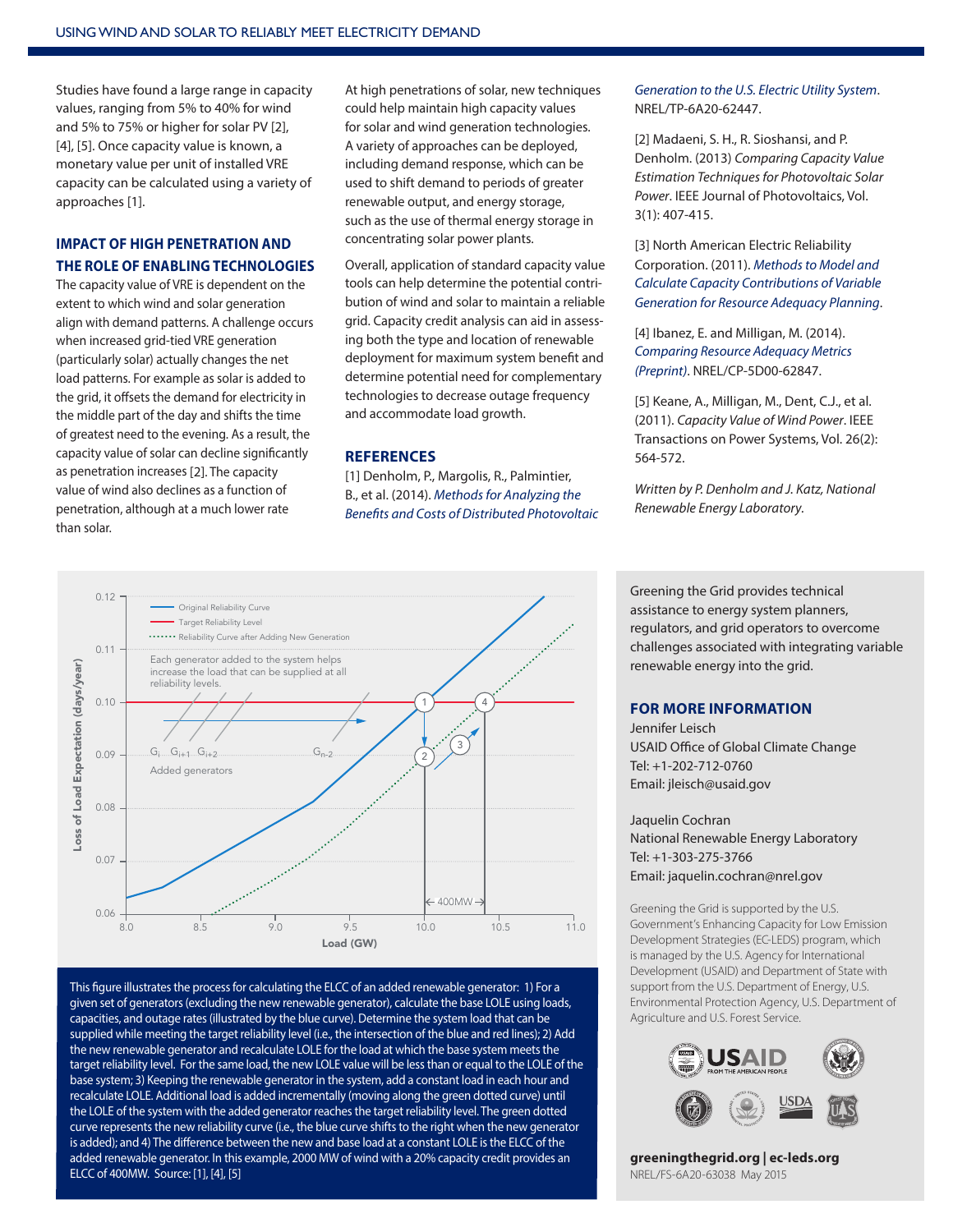Studies have found a large range in capacity values, ranging from 5% to 40% for wind and 5% to 75% or higher for solar PV [2], [4], [5]. Once capacity value is known, a monetary value per unit of installed VRE capacity can be calculated using a variety of approaches [1].

## IMPACT OF HIGH PENETRATION AND THE ROLE OF ENABLING TECHNOLOGIES

The capacity value of VRE is dependent on the extent to which wind and solar generation align with demand patterns. A challenge occurs when increased grid-tied VRE generation (particularly solar) actually changes the net load patterns. For example as solar is added to the grid, it offsets the demand for electricity in the middle part of the day and shifts the time of greatest need to the evening. As a result, the capacity value of solar can decline significantly as penetration increases [2]. The capacity value of wind also declines as a function of penetration, although at a much lower rate than solar.

At high penetrations of solar, new techniques could help maintain high capacity values for solar and wind generation technologies. A variety of approaches can be deployed, including demand response, which can be used to shift demand to periods of greater renewable output, and energy storage, such as the use of thermal energy storage in concentrating solar power plants.

Overall, application of standard capacity value tools can help determine the potential contribution of wind and solar to maintain a reliable grid. Capacity credit analysis can aid in assessing both the type and location of renewable deployment for maximum system benefit and determine potential need for complementary technologies to decrease outage frequency and accommodate load growth.

## REFERENCES

[1] Denholm, P., Margolis, R., Palmintier, B., et al. (2014). *Methods for Analyzing the Benefits and Costs of Distributed Photovoltaic Generation to the U.S. Electric Utility System*. NREL/TP-6A20-62447.

[2] Madaeni, S. H., R. Sioshansi, and P. Denholm. (2013) *Comparing Capacity Value Estimation Techniques for Photovoltaic Solar Power*. IEEE Journal of Photovoltaics, Vol. 3(1): 407-415.

[3] North American Electric Reliability Corporation. (2011). *Methods to Model and Calculate Capacity Contributions of Variable Generation for Resource Adequacy Planning*.

[4] Ibanez, E. and Milligan, M. (2014). *Comparing Resource Adequacy Metrics (Preprint)*. NREL/CP-5D00-62847.

[5] Keane, A., Milligan, M., Dent, C.J., et al. (2011). *Capacity Value of Wind Power*. IEEE Transactions on Power Systems, Vol. 26(2): 564-572.

*Written by P. Denholm and J. Katz, National Renewable Energy Laboratory.*

Original Reliability Curve
Target Reliability Level
Reliability Curve after Adding New Generation
Each generator added to the system helps increase the load that can be supplied at all reliability levels.
$G_i$ $G_{i+1}$ $G_{i+2}$ $G_{n-2}$
Added generators
400MW
Loss of Load Expectation (days/year)
Load (GW)
0.12, 0.11, 0.10, 0.09, 0.08, 0.07, 0.06
8.0, 8.5, 9.0, 9.5, 10.0, 10.5, 11.0

This figure illustrates the process for calculating the ELCC of an added renewable generator: 1) For a given set of generators (excluding the new renewable generator), calculate the base LOLE using loads, capacities, and outage rates (illustrated by the blue curve). Determine the system load that can be supplied while meeting the target reliability level (i.e., the intersection of the blue and red lines); 2) Add the new renewable generator and recalculate LOLE for the load at which the base system meets the target reliability level. For the same load, the new LOLE value will be less than or equal to the LOLE of the base system; 3) Keeping the renewable generator in the system, add a constant load in each hour and recalculate LOLE. Additional load is added incrementally (moving along the green dotted curve) until the LOLE of the system with the added generator reaches the target reliability level. The green dotted curve represents the new reliability curve (i.e., the blue curve shifts to the right when the new generator is added); and 4) The difference between the new and base load at a constant LOLE is the ELCC of the added renewable generator. In this example, 2000 MW of wind with a 20% capacity credit provides an ELCC of 400MW. Source: [1], [4], [5]

Greening the Grid provides technical assistance to energy system planners, regulators, and grid operators to overcome challenges associated with integrating variable renewable energy into the grid.

## FOR MORE INFORMATION

Jennifer Leisch
USAID Office of Global Climate Change
Tel: +1-202-712-0760
Email: jleisch@usaid.gov

Jaquelin Cochran
National Renewable Energy Laboratory
Tel: +1-303-275-3766
Email: jaquelin.cochran@nrel.gov

Greening the Grid is supported by the U.S. Government's Enhancing Capacity for Low Emission Development Strategies (EC-LEDS) program, which is managed by the U.S. Agency for International Development (USAID) and Department of State with support from the U.S. Department of Energy, U.S. Environmental Protection Agency, U.S. Department of Agriculture and U.S. Forest Service.

**greeningthegrid.org | ec-leds.org**
NREL/FS-6A20-63038 May 2015